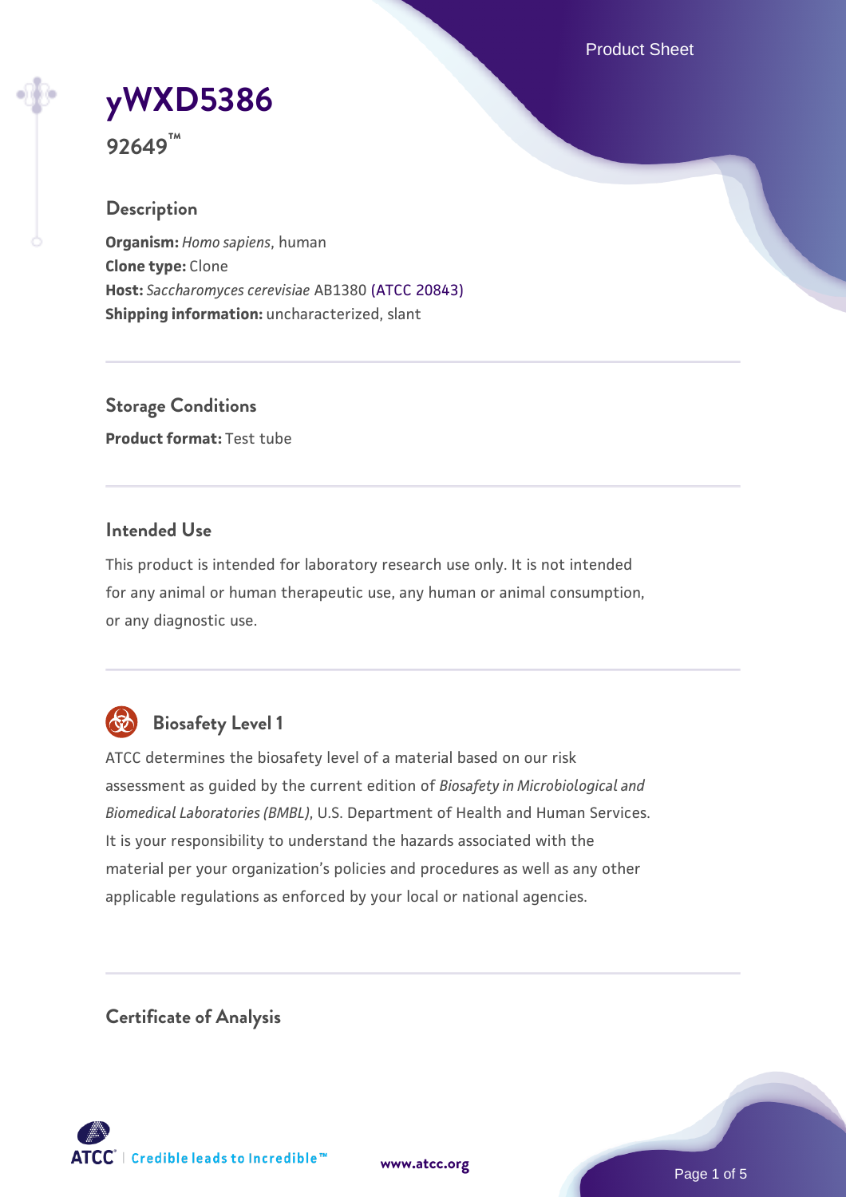# yWXD5386

**92649™**

## Description

**Organism:** *Homo sapiens*, human
**Clone type:** Clone
**Host:** *Saccharomyces cerevisiae* AB1380 (ATCC 20843)
**Shipping information:** uncharacterized, slant

## Storage Conditions

**Product format:** Test tube

## Intended Use

This product is intended for laboratory research use only. It is not intended for any animal or human therapeutic use, any human or animal consumption, or any diagnostic use.

## Biosafety Level 1

ATCC determines the biosafety level of a material based on our risk assessment as guided by the current edition of *Biosafety in Microbiological and Biomedical Laboratories (BMBL)*, U.S. Department of Health and Human Services. It is your responsibility to understand the hazards associated with the material per your organization's policies and procedures as well as any other applicable regulations as enforced by your local or national agencies.

## Certificate of Analysis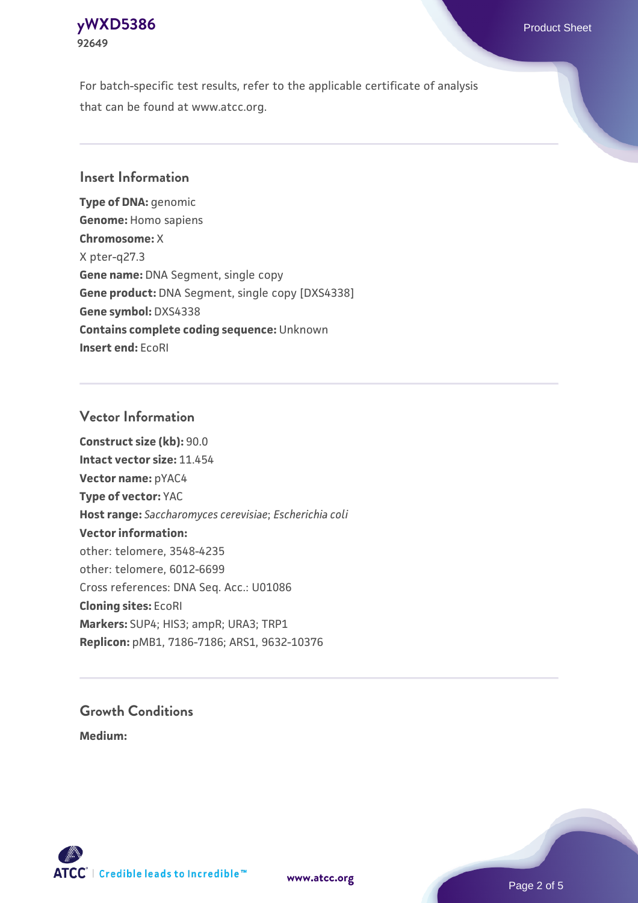For batch-specific test results, refer to the applicable certificate of analysis that can be found at www.atcc.org.

## Insert Information

**Type of DNA:** genomic
**Genome:** Homo sapiens
**Chromosome:** X
X pter-q27.3
**Gene name:** DNA Segment, single copy
**Gene product:** DNA Segment, single copy [DXS4338]
**Gene symbol:** DXS4338
**Contains complete coding sequence:** Unknown
**Insert end:** EcoRI

## Vector Information

**Construct size (kb):** 90.0
**Intact vector size:** 11.454
**Vector name:** pYAC4
**Type of vector:** YAC
**Host range:** *Saccharomyces cerevisiae*; *Escherichia coli*
**Vector information:**
other: telomere, 3548-4235
other: telomere, 6012-6699
Cross references: DNA Seq. Acc.: U01086
**Cloning sites:** EcoRI
**Markers:** SUP4; HIS3; ampR; URA3; TRP1
**Replicon:** pMB1, 7186-7186; ARS1, 9632-10376

## Growth Conditions

**Medium:**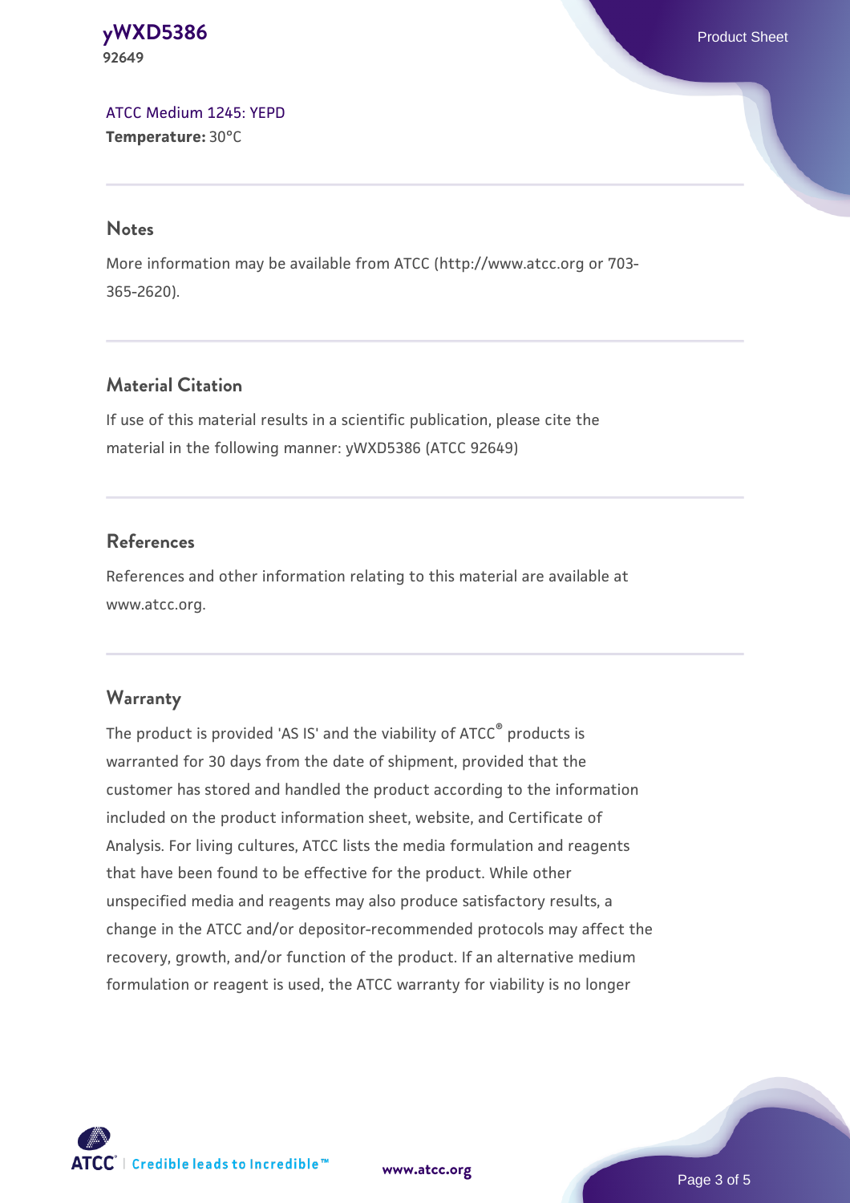ATCC Medium 1245: YEPD
**Temperature:** 30°C

## Notes

More information may be available from ATCC (http://www.atcc.org or 703-365-2620).

## Material Citation

If use of this material results in a scientific publication, please cite the material in the following manner: yWXD5386 (ATCC 92649)

## References

References and other information relating to this material are available at www.atcc.org.

## Warranty

The product is provided 'AS IS' and the viability of ATCC® products is warranted for 30 days from the date of shipment, provided that the customer has stored and handled the product according to the information included on the product information sheet, website, and Certificate of Analysis. For living cultures, ATCC lists the media formulation and reagents that have been found to be effective for the product. While other unspecified media and reagents may also produce satisfactory results, a change in the ATCC and/or depositor-recommended protocols may affect the recovery, growth, and/or function of the product. If an alternative medium formulation or reagent is used, the ATCC warranty for viability is no longer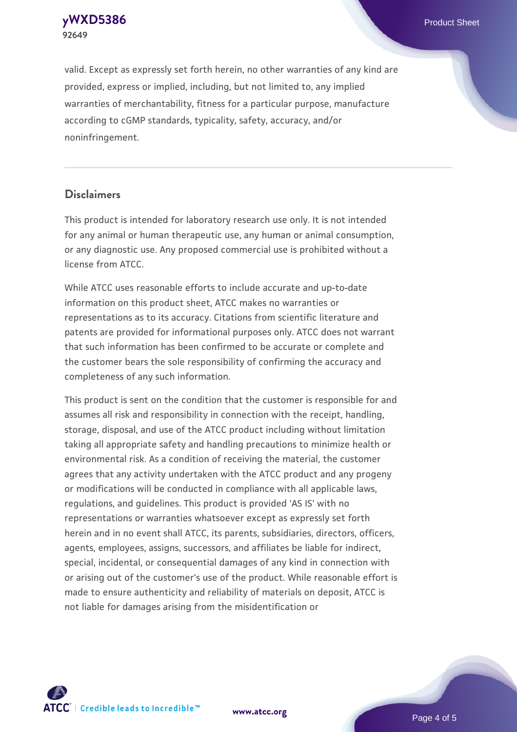valid. Except as expressly set forth herein, no other warranties of any kind are provided, express or implied, including, but not limited to, any implied warranties of merchantability, fitness for a particular purpose, manufacture according to cGMP standards, typicality, safety, accuracy, and/or noninfringement.

## Disclaimers

This product is intended for laboratory research use only. It is not intended for any animal or human therapeutic use, any human or animal consumption, or any diagnostic use. Any proposed commercial use is prohibited without a license from ATCC.

While ATCC uses reasonable efforts to include accurate and up-to-date information on this product sheet, ATCC makes no warranties or representations as to its accuracy. Citations from scientific literature and patents are provided for informational purposes only. ATCC does not warrant that such information has been confirmed to be accurate or complete and the customer bears the sole responsibility of confirming the accuracy and completeness of any such information.

This product is sent on the condition that the customer is responsible for and assumes all risk and responsibility in connection with the receipt, handling, storage, disposal, and use of the ATCC product including without limitation taking all appropriate safety and handling precautions to minimize health or environmental risk. As a condition of receiving the material, the customer agrees that any activity undertaken with the ATCC product and any progeny or modifications will be conducted in compliance with all applicable laws, regulations, and guidelines. This product is provided 'AS IS' with no representations or warranties whatsoever except as expressly set forth herein and in no event shall ATCC, its parents, subsidiaries, directors, officers, agents, employees, assigns, successors, and affiliates be liable for indirect, special, incidental, or consequential damages of any kind in connection with or arising out of the customer's use of the product. While reasonable effort is made to ensure authenticity and reliability of materials on deposit, ATCC is not liable for damages arising from the misidentification or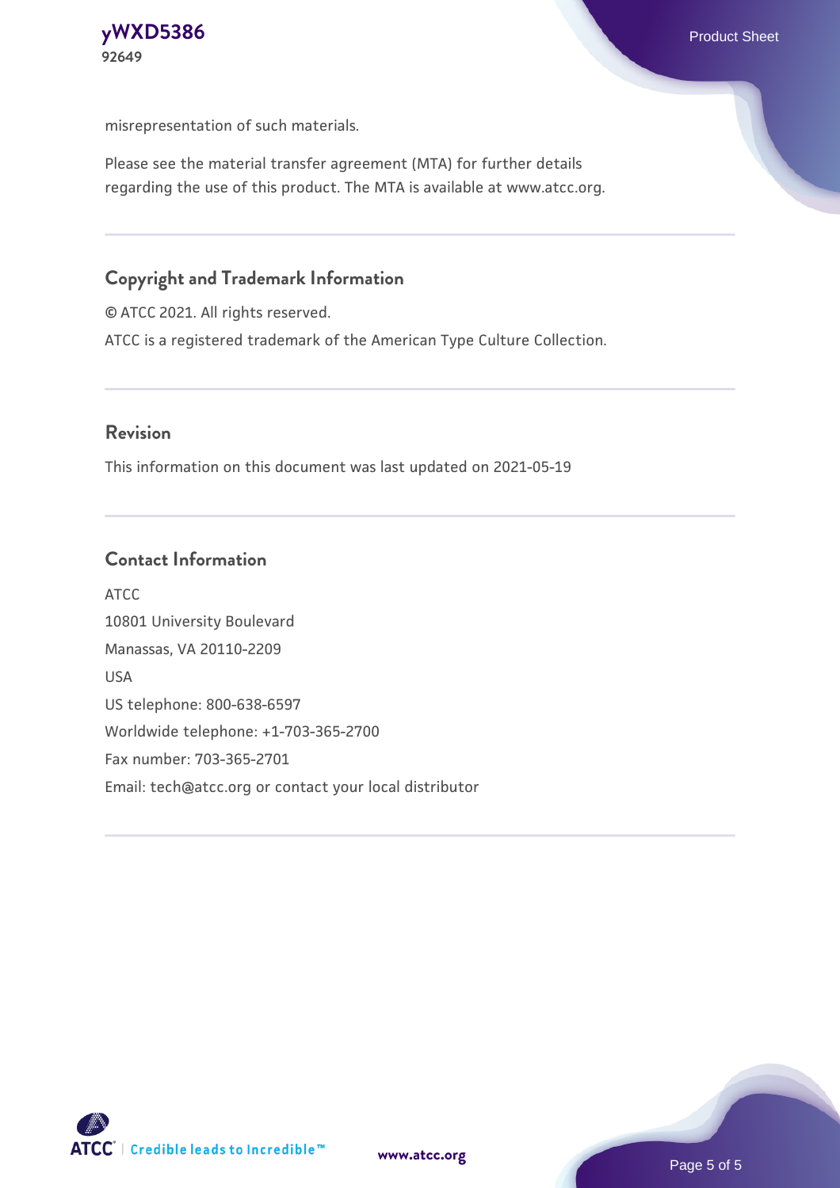misrepresentation of such materials.

Please see the material transfer agreement (MTA) for further details regarding the use of this product. The MTA is available at www.atcc.org.

## Copyright and Trademark Information

© ATCC 2021. All rights reserved.

ATCC is a registered trademark of the American Type Culture Collection.

## Revision

This information on this document was last updated on 2021-05-19

## Contact Information

ATCC
10801 University Boulevard
Manassas, VA 20110-2209
USA
US telephone: 800-638-6597
Worldwide telephone: +1-703-365-2700
Fax number: 703-365-2701
Email: tech@atcc.org or contact your local distributor